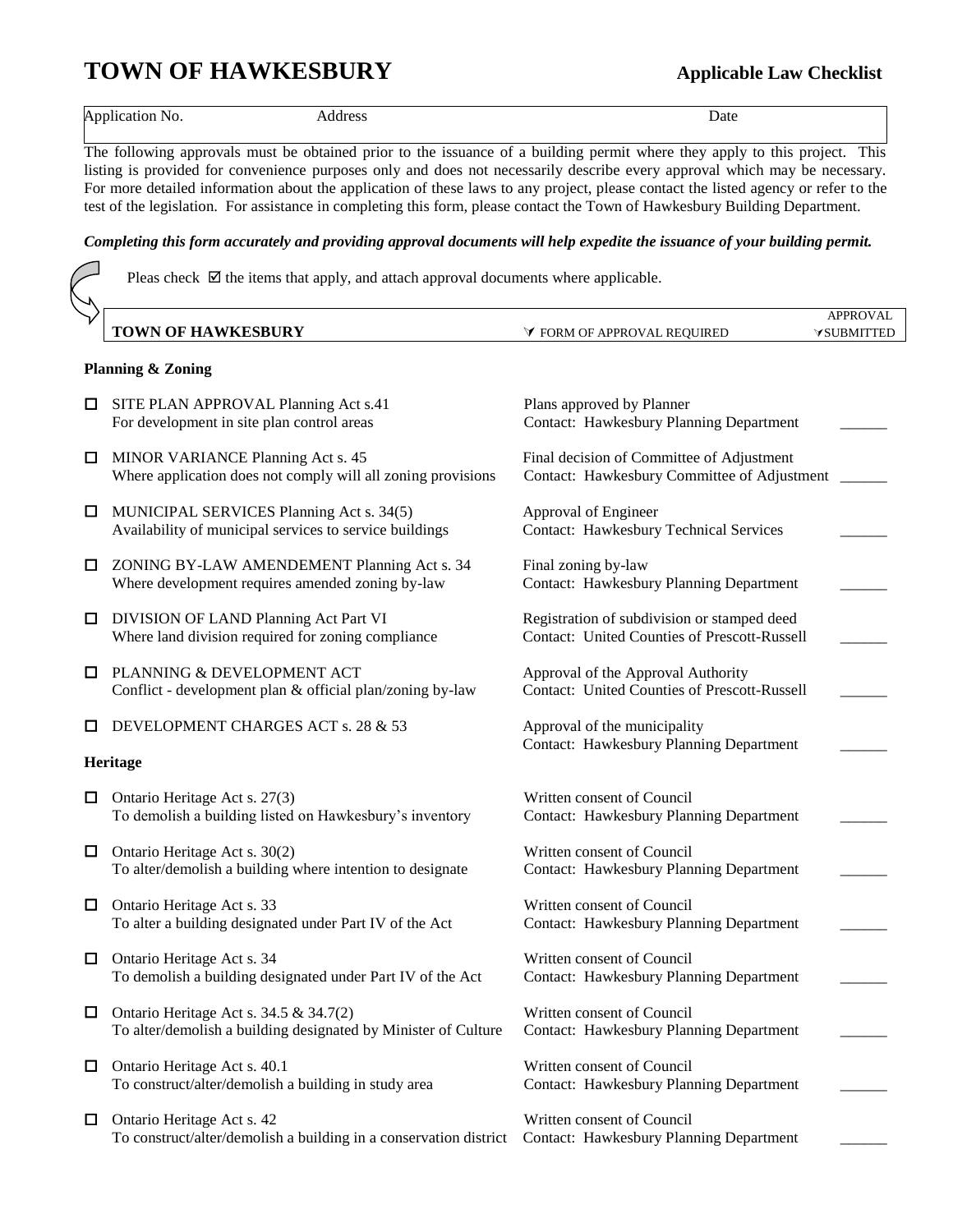# TOWN OF HAWKESBURY

**Applicable Law Checklist**

| Application No. | Address | Date |
|---|---|---|

The following approvals must be obtained prior to the issuance of a building permit where they apply to this project. This listing is provided for convenience purposes only and does not necessarily describe every approval which may be necessary. For more detailed information about the application of these laws to any project, please contact the listed agency or refer to the test of the legislation. For assistance in completing this form, please contact the Town of Hawkesbury Building Department.

***Completing this form accurately and providing approval documents will help expedite the issuance of your building permit.***

Pleas check ☑ the items that apply, and attach approval documents where applicable.

| **TOWN OF HAWKESBURY** | FORM OF APPROVAL REQUIRED | APPROVAL SUBMITTED |
|---|---|---|

**Planning & Zoning**

| | | | |
|---|---|---|---|
| ☐ | SITE PLAN APPROVAL Planning Act s.41<br>For development in site plan control areas | Plans approved by Planner<br>Contact: Hawkesbury Planning Department | ______ |
| ☐ | MINOR VARIANCE Planning Act s. 45<br>Where application does not comply will all zoning provisions | Final decision of Committee of Adjustment<br>Contact: Hawkesbury Committee of Adjustment | ______ |
| ☐ | MUNICIPAL SERVICES Planning Act s. 34(5)<br>Availability of municipal services to service buildings | Approval of Engineer<br>Contact: Hawkesbury Technical Services | ______ |
| ☐ | ZONING BY-LAW AMENDEMENT Planning Act s. 34<br>Where development requires amended zoning by-law | Final zoning by-law<br>Contact: Hawkesbury Planning Department | ______ |
| ☐ | DIVISION OF LAND Planning Act Part VI<br>Where land division required for zoning compliance | Registration of subdivision or stamped deed<br>Contact: United Counties of Prescott-Russell | ______ |
| ☐ | PLANNING & DEVELOPMENT ACT<br>Conflict - development plan & official plan/zoning by-law | Approval of the Approval Authority<br>Contact: United Counties of Prescott-Russell | ______ |
| ☐ | DEVELOPMENT CHARGES ACT s. 28 & 53 | Approval of the municipality<br>Contact: Hawkesbury Planning Department | ______ |

**Heritage**

| | | | |
|---|---|---|---|
| ☐ | Ontario Heritage Act s. 27(3)<br>To demolish a building listed on Hawkesbury's inventory | Written consent of Council<br>Contact: Hawkesbury Planning Department | ______ |
| ☐ | Ontario Heritage Act s. 30(2)<br>To alter/demolish a building where intention to designate | Written consent of Council<br>Contact: Hawkesbury Planning Department | ______ |
| ☐ | Ontario Heritage Act s. 33<br>To alter a building designated under Part IV of the Act | Written consent of Council<br>Contact: Hawkesbury Planning Department | ______ |
| ☐ | Ontario Heritage Act s. 34<br>To demolish a building designated under Part IV of the Act | Written consent of Council<br>Contact: Hawkesbury Planning Department | ______ |
| ☐ | Ontario Heritage Act s. 34.5 & 34.7(2)<br>To alter/demolish a building designated by Minister of Culture | Written consent of Council<br>Contact: Hawkesbury Planning Department | ______ |
| ☐ | Ontario Heritage Act s. 40.1<br>To construct/alter/demolish a building in study area | Written consent of Council<br>Contact: Hawkesbury Planning Department | ______ |
| ☐ | Ontario Heritage Act s. 42<br>To construct/alter/demolish a building in a conservation district | Written consent of Council<br>Contact: Hawkesbury Planning Department | ______ |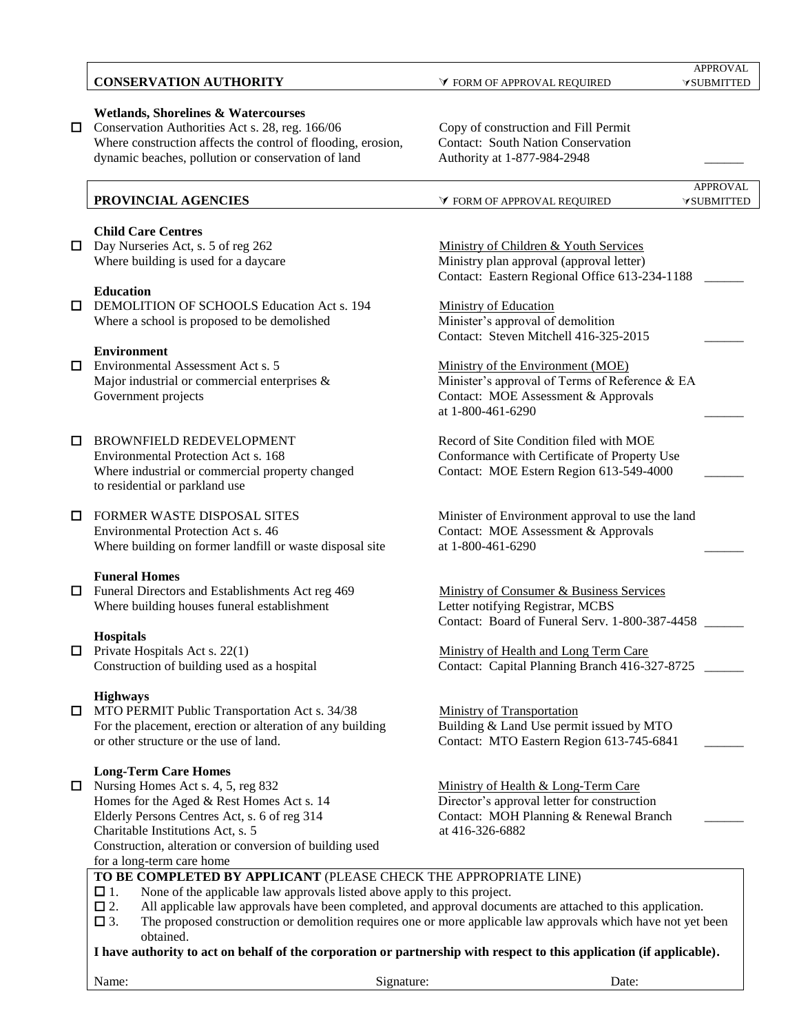| CONSERVATION AUTHORITY | ✓ FORM OF APPROVAL REQUIRED | APPROVAL ✓SUBMITTED |
|---|---|---|
| ☐ **Wetlands, Shorelines & Watercourses**<br>Conservation Authorities Act s. 28, reg. 166/06<br>Where construction affects the control of flooding, erosion, dynamic beaches, pollution or conservation of land | Copy of construction and Fill Permit<br>Contact: South Nation Conservation Authority at 1-877-984-2948 | ______ |

| PROVINCIAL AGENCIES | ✓ FORM OF APPROVAL REQUIRED | APPROVAL ✓SUBMITTED |
|---|---|---|
| ☐ **Child Care Centres**<br>Day Nurseries Act, s. 5 of reg 262<br>Where building is used for a daycare | Ministry of Children & Youth Services<br>Ministry plan approval (approval letter)<br>Contact: Eastern Regional Office 613-234-1188 | ______ |
| ☐ **Education**<br>DEMOLITION OF SCHOOLS Education Act s. 194<br>Where a school is proposed to be demolished | Ministry of Education<br>Minister's approval of demolition<br>Contact: Steven Mitchell 416-325-2015 | ______ |
| ☐ **Environment**<br>Environmental Assessment Act s. 5<br>Major industrial or commercial enterprises & Government projects | Ministry of the Environment (MOE)<br>Minister's approval of Terms of Reference & EA<br>Contact: MOE Assessment & Approvals at 1-800-461-6290 | ______ |
| ☐ BROWNFIELD REDEVELOPMENT<br>Environmental Protection Act s. 168<br>Where industrial or commercial property changed to residential or parkland use | Record of Site Condition filed with MOE<br>Conformance with Certificate of Property Use<br>Contact: MOE Estern Region 613-549-4000 | ______ |
| ☐ FORMER WASTE DISPOSAL SITES<br>Environmental Protection Act s. 46<br>Where building on former landfill or waste disposal site | Minister of Environment approval to use the land<br>Contact: MOE Assessment & Approvals at 1-800-461-6290 | ______ |
| ☐ **Funeral Homes**<br>Funeral Directors and Establishments Act reg 469<br>Where building houses funeral establishment | Ministry of Consumer & Business Services<br>Letter notifying Registrar, MCBS<br>Contact: Board of Funeral Serv. 1-800-387-4458 | ______ |
| ☐ **Hospitals**<br>Private Hospitals Act s. 22(1)<br>Construction of building used as a hospital | Ministry of Health and Long Term Care<br>Contact: Capital Planning Branch 416-327-8725 | ______ |
| ☐ **Highways**<br>MTO PERMIT Public Transportation Act s. 34/38<br>For the placement, erection or alteration of any building or other structure or the use of land. | Ministry of Transportation<br>Building & Land Use permit issued by MTO<br>Contact: MTO Eastern Region 613-745-6841 | ______ |
| ☐ **Long-Term Care Homes**<br>Nursing Homes Act s. 4, 5, reg 832<br>Homes for the Aged & Rest Homes Act s. 14<br>Elderly Persons Centres Act, s. 6 of reg 314<br>Charitable Institutions Act, s. 5<br>Construction, alteration or conversion of building used for a long-term care home | Ministry of Health & Long-Term Care<br>Director's approval letter for construction<br>Contact: MOH Planning & Renewal Branch at 416-326-6882 | ______ |

**TO BE COMPLETED BY APPLICANT** (PLEASE CHECK THE APPROPRIATE LINE)

☐ 1. None of the applicable law approvals listed above apply to this project.

☐ 2. All applicable law approvals have been completed, and approval documents are attached to this application.

☐ 3. The proposed construction or demolition requires one or more applicable law approvals which have not yet been obtained.

**I have authority to act on behalf of the corporation or partnership with respect to this application (if applicable).**

Name: Signature: Date: